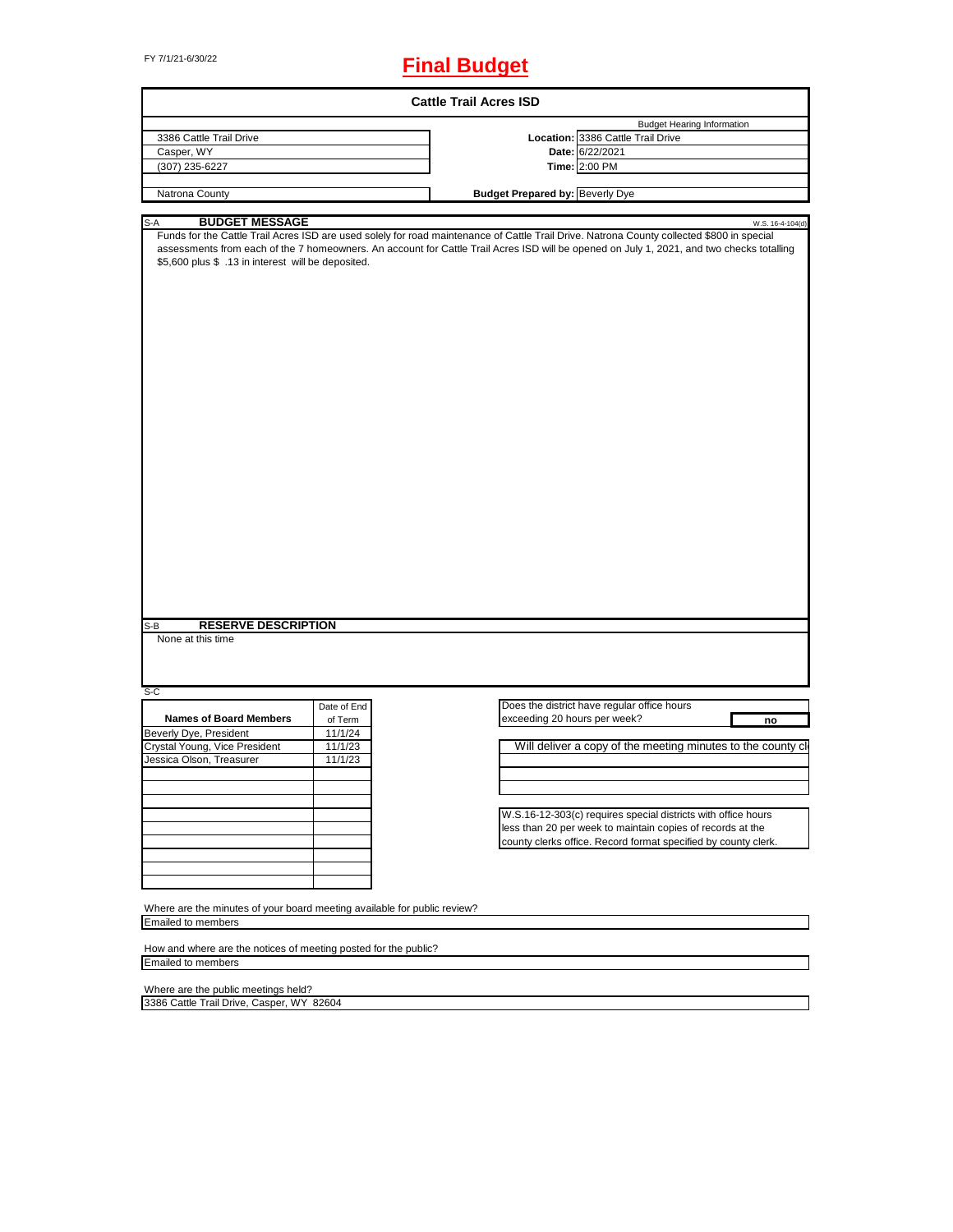FY 7/1/21-6/30/22

# Final Budget

## Cattle Trail Acres ISD

| | | |
|---|---|---|
| | | Budget Hearing Information |
| 3386 Cattle Trail Drive | **Location:** | 3386 Cattle Trail Drive |
| Casper, WY | **Date:** | 6/22/2021 |
| (307) 235-6227 | **Time:** | 2:00 PM |
| Natrona County | **Budget Prepared by:** | Beverly Dye |

S-A **BUDGET MESSAGE** W.S. 16-4-104(d)

Funds for the Cattle Trail Acres ISD are used solely for road maintenance of Cattle Trail Drive. Natrona County collected $800 in special assessments from each of the 7 homeowners. An account for Cattle Trail Acres ISD will be opened on July 1, 2021, and two checks totalling $5,600 plus $ .13 in interest will be deposited.

S-B **RESERVE DESCRIPTION**

None at this time

S-C

| Names of Board Members | Date of End of Term |
|---|---|
| Beverly Dye, President | 11/1/24 |
| Crystal Young, Vice President | 11/1/23 |
| Jessica Olson, Treasurer | 11/1/23 |

Does the district have regular office hours exceeding 20 hours per week? **no**

Will deliver a copy of the meeting minutes to the county cl

W.S.16-12-303(c) requires special districts with office hours less than 20 per week to maintain copies of records at the county clerks office. Record format specified by county clerk.

Where are the minutes of your board meeting available for public review?

Emailed to members

How and where are the notices of meeting posted for the public?

Emailed to members

Where are the public meetings held?

3386 Cattle Trail Drive, Casper, WY 82604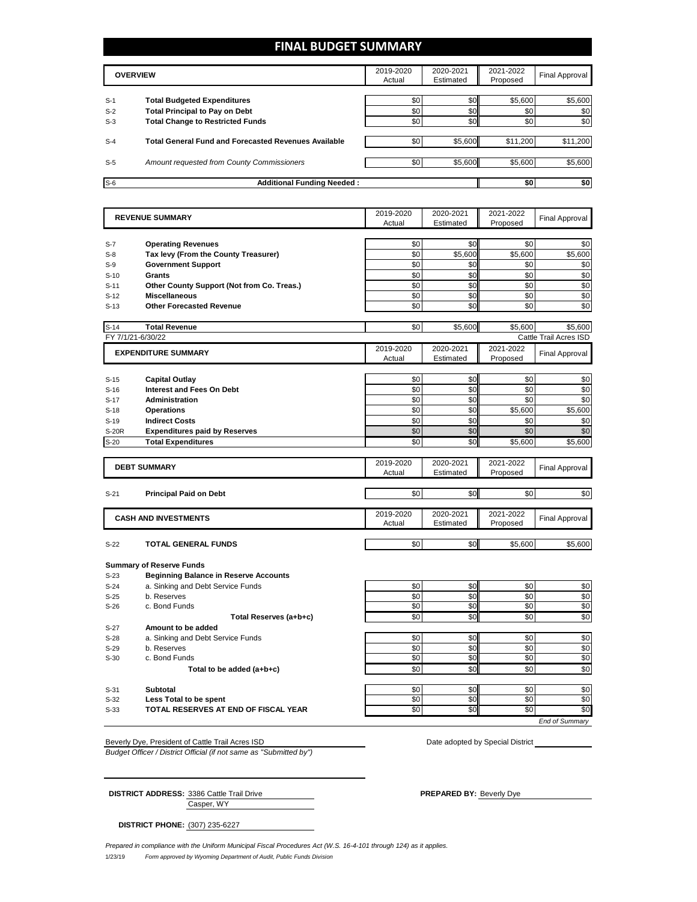# FINAL BUDGET SUMMARY

| | OVERVIEW | 2019-2020 Actual | 2020-2021 Estimated | 2021-2022 Proposed | Final Approval |
|---|---|---|---|---|---|
| S-1 | **Total Budgeted Expenditures** | $0 | $0 | $5,600 | $5,600 |
| S-2 | **Total Principal to Pay on Debt** | $0 | $0 | $0 | $0 |
| S-3 | **Total Change to Restricted Funds** | $0 | $0 | $0 | $0 |
| S-4 | **Total General Fund and Forecasted Revenues Available** | $0 | $5,600 | $11,200 | $11,200 |
| S-5 | *Amount requested from County Commissioners* | $0 | $5,600 | $5,600 | $5,600 |
| S-6 | **Additional Funding Needed :** | | | $0 | $0 |

| | REVENUE SUMMARY | 2019-2020 Actual | 2020-2021 Estimated | 2021-2022 Proposed | Final Approval |
|---|---|---|---|---|---|
| S-7 | **Operating Revenues** | $0 | $0 | $0 | $0 |
| S-8 | **Tax levy (From the County Treasurer)** | $0 | $5,600 | $5,600 | $5,600 |
| S-9 | **Government Support** | $0 | $0 | $0 | $0 |
| S-10 | **Grants** | $0 | $0 | $0 | $0 |
| S-11 | **Other County Support (Not from Co. Treas.)** | $0 | $0 | $0 | $0 |
| S-12 | **Miscellaneous** | $0 | $0 | $0 | $0 |
| S-13 | **Other Forecasted Revenue** | $0 | $0 | $0 | $0 |
| S-14 | **Total Revenue** | $0 | $5,600 | $5,600 | $5,600 |

FY 7/1/21-6/30/22 Cattle Trail Acres ISD

| | EXPENDITURE SUMMARY | 2019-2020 Actual | 2020-2021 Estimated | 2021-2022 Proposed | Final Approval |
|---|---|---|---|---|---|
| S-15 | **Capital Outlay** | $0 | $0 | $0 | $0 |
| S-16 | **Interest and Fees On Debt** | $0 | $0 | $0 | $0 |
| S-17 | **Administration** | $0 | $0 | $0 | $0 |
| S-18 | **Operations** | $0 | $0 | $5,600 | $5,600 |
| S-19 | **Indirect Costs** | $0 | $0 | $0 | $0 |
| S-20R | **Expenditures paid by Reserves** | $0 | $0 | $0 | $0 |
| S-20 | **Total Expenditures** | $0 | $0 | $5,600 | $5,600 |

| | DEBT SUMMARY | 2019-2020 Actual | 2020-2021 Estimated | 2021-2022 Proposed | Final Approval |
|---|---|---|---|---|---|
| S-21 | **Principal Paid on Debt** | $0 | $0 | $0 | $0 |

| | CASH AND INVESTMENTS | 2019-2020 Actual | 2020-2021 Estimated | 2021-2022 Proposed | Final Approval |
|---|---|---|---|---|---|
| S-22 | **TOTAL GENERAL FUNDS** | $0 | $0 | $5,600 | $5,600 |
| | **Summary of Reserve Funds** | | | | |
| S-23 | **Beginning Balance in Reserve Accounts** | | | | |
| S-24 | a. Sinking and Debt Service Funds | $0 | $0 | $0 | $0 |
| S-25 | b. Reserves | $0 | $0 | $0 | $0 |
| S-26 | c. Bond Funds | $0 | $0 | $0 | $0 |
| | **Total Reserves (a+b+c)** | $0 | $0 | $0 | $0 |
| S-27 | **Amount to be added** | | | | |
| S-28 | a. Sinking and Debt Service Funds | $0 | $0 | $0 | $0 |
| S-29 | b. Reserves | $0 | $0 | $0 | $0 |
| S-30 | c. Bond Funds | $0 | $0 | $0 | $0 |
| | **Total to be added (a+b+c)** | $0 | $0 | $0 | $0 |
| S-31 | **Subtotal** | $0 | $0 | $0 | $0 |
| S-32 | **Less Total to be spent** | $0 | $0 | $0 | $0 |
| S-33 | **TOTAL RESERVES AT END OF FISCAL YEAR** | $0 | $0 | $0 | $0 |

*End of Summary*

Beverly Dye, President of Cattle Trail Acres ISD

*Budget Officer / District Official (if not same as "Submitted by")*

Date adopted by Special District

**DISTRICT ADDRESS:** 3386 Cattle Trail Drive
Casper, WY

**PREPARED BY:** Beverly Dye

**DISTRICT PHONE:** (307) 235-6227

*Prepared in compliance with the Uniform Municipal Fiscal Procedures Act (W.S. 16-4-101 through 124) as it applies.*

1/23/19 *Form approved by Wyoming Department of Audit, Public Funds Division*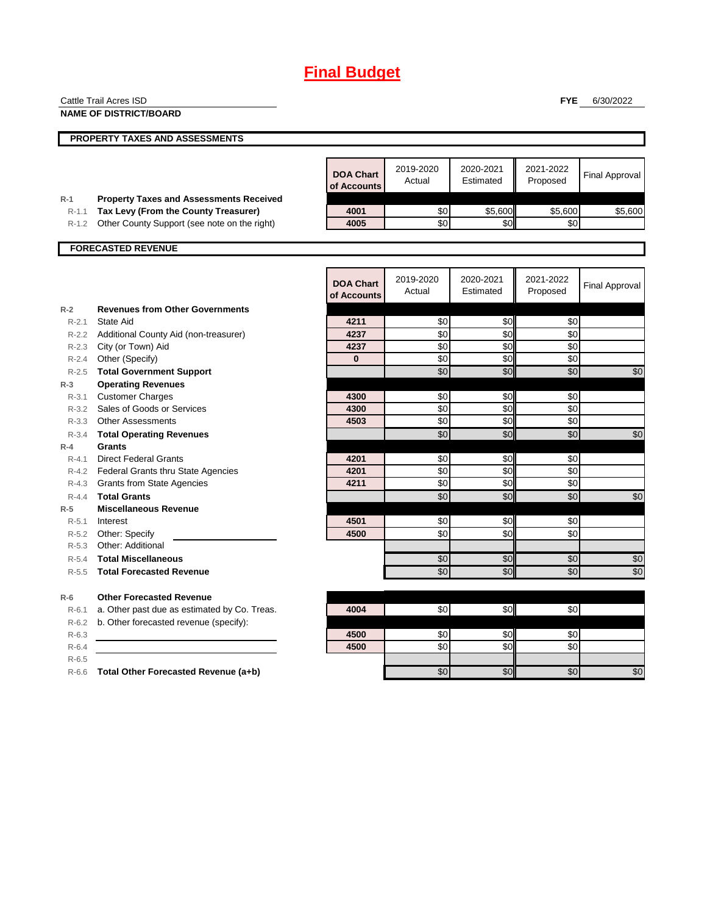# Final Budget

Cattle Trail Acres ISD

**NAME OF DISTRICT/BOARD**

**FYE** 6/30/2022

## PROPERTY TAXES AND ASSESSMENTS

| | | DOA Chart of Accounts | 2019-2020 Actual | 2020-2021 Estimated | 2021-2022 Proposed | Final Approval |
|---|---|---|---|---|---|---|
| R-1 | **Property Taxes and Assessments Received** | | | | | |
| R-1.1 | **Tax Levy (From the County Treasurer)** | 4001 | $0 | $5,600 | $5,600 | $5,600 |
| R-1.2 | Other County Support (see note on the right) | 4005 | $0 | $0 | $0 | |

## FORECASTED REVENUE

| | | DOA Chart of Accounts | 2019-2020 Actual | 2020-2021 Estimated | 2021-2022 Proposed | Final Approval |
|---|---|---|---|---|---|---|
| R-2 | **Revenues from Other Governments** | | | | | |
| R-2.1 | State Aid | 4211 | $0 | $0 | $0 | |
| R-2.2 | Additional County Aid (non-treasurer) | 4237 | $0 | $0 | $0 | |
| R-2.3 | City (or Town) Aid | 4237 | $0 | $0 | $0 | |
| R-2.4 | Other (Specify) | 0 | $0 | $0 | $0 | |
| R-2.5 | **Total Government Support** | | $0 | $0 | $0 | $0 |
| R-3 | **Operating Revenues** | | | | | |
| R-3.1 | Customer Charges | 4300 | $0 | $0 | $0 | |
| R-3.2 | Sales of Goods or Services | 4300 | $0 | $0 | $0 | |
| R-3.3 | Other Assessments | 4503 | $0 | $0 | $0 | |
| R-3.4 | **Total Operating Revenues** | | $0 | $0 | $0 | $0 |
| R-4 | **Grants** | | | | | |
| R-4.1 | Direct Federal Grants | 4201 | $0 | $0 | $0 | |
| R-4.2 | Federal Grants thru State Agencies | 4201 | $0 | $0 | $0 | |
| R-4.3 | Grants from State Agencies | 4211 | $0 | $0 | $0 | |
| R-4.4 | **Total Grants** | | $0 | $0 | $0 | $0 |
| R-5 | **Miscellaneous Revenue** | | | | | |
| R-5.1 | Interest | 4501 | $0 | $0 | $0 | |
| R-5.2 | Other: Specify | 4500 | $0 | $0 | $0 | |
| R-5.3 | Other: Additional | | | | | |
| R-5.4 | **Total Miscellaneous** | | $0 | $0 | $0 | $0 |
| R-5.5 | **Total Forecasted Revenue** | | $0 | $0 | $0 | $0 |
| R-6 | **Other Forecasted Revenue** | | | | | |
| R-6.1 | a. Other past due as estimated by Co. Treas. | 4004 | $0 | $0 | $0 | |
| R-6.2 | b. Other forecasted revenue (specify): | | | | | |
| R-6.3 | | 4500 | $0 | $0 | $0 | |
| R-6.4 | | 4500 | $0 | $0 | $0 | |
| R-6.5 | | | | | | |
| R-6.6 | **Total Other Forecasted Revenue (a+b)** | | $0 | $0 | $0 | $0 |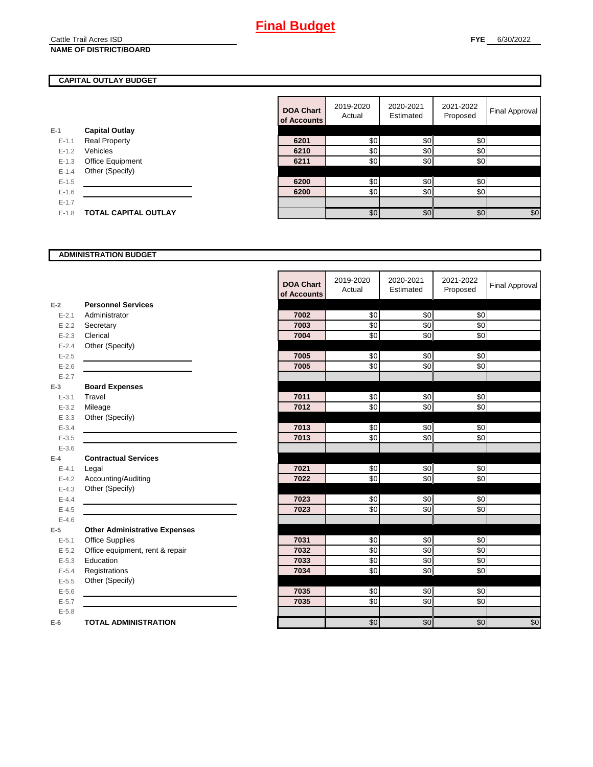# Final Budget

Cattle Trail Acres ISD
**NAME OF DISTRICT/BOARD**

**FYE** 6/30/2022

## CAPITAL OUTLAY BUDGET

| | | DOA Chart of Accounts | 2019-2020 Actual | 2020-2021 Estimated | 2021-2022 Proposed | Final Approval |
|---|---|---|---|---|---|---|
| E-1 | **Capital Outlay** | | | | | |
| E-1.1 | Real Property | 6201 | $0 | $0 | $0 | |
| E-1.2 | Vehicles | 6210 | $0 | $0 | $0 | |
| E-1.3 | Office Equipment | 6211 | $0 | $0 | $0 | |
| E-1.4 | Other (Specify) | | | | | |
| E-1.5 | | 6200 | $0 | $0 | $0 | |
| E-1.6 | | 6200 | $0 | $0 | $0 | |
| E-1.7 | | | | | | |
| E-1.8 | **TOTAL CAPITAL OUTLAY** | | $0 | $0 | $0 | $0 |

## ADMINISTRATION BUDGET

| | | DOA Chart of Accounts | 2019-2020 Actual | 2020-2021 Estimated | 2021-2022 Proposed | Final Approval |
|---|---|---|---|---|---|---|
| E-2 | **Personnel Services** | | | | | |
| E-2.1 | Administrator | 7002 | $0 | $0 | $0 | |
| E-2.2 | Secretary | 7003 | $0 | $0 | $0 | |
| E-2.3 | Clerical | 7004 | $0 | $0 | $0 | |
| E-2.4 | Other (Specify) | | | | | |
| E-2.5 | | 7005 | $0 | $0 | $0 | |
| E-2.6 | | 7005 | $0 | $0 | $0 | |
| E-2.7 | | | | | | |
| E-3 | **Board Expenses** | | | | | |
| E-3.1 | Travel | 7011 | $0 | $0 | $0 | |
| E-3.2 | Mileage | 7012 | $0 | $0 | $0 | |
| E-3.3 | Other (Specify) | | | | | |
| E-3.4 | | 7013 | $0 | $0 | $0 | |
| E-3.5 | | 7013 | $0 | $0 | $0 | |
| E-3.6 | | | | | | |
| E-4 | **Contractual Services** | | | | | |
| E-4.1 | Legal | 7021 | $0 | $0 | $0 | |
| E-4.2 | Accounting/Auditing | 7022 | $0 | $0 | $0 | |
| E-4.3 | Other (Specify) | | | | | |
| E-4.4 | | 7023 | $0 | $0 | $0 | |
| E-4.5 | | 7023 | $0 | $0 | $0 | |
| E-4.6 | | | | | | |
| E-5 | **Other Administrative Expenses** | | | | | |
| E-5.1 | Office Supplies | 7031 | $0 | $0 | $0 | |
| E-5.2 | Office equipment, rent & repair | 7032 | $0 | $0 | $0 | |
| E-5.3 | Education | 7033 | $0 | $0 | $0 | |
| E-5.4 | Registrations | 7034 | $0 | $0 | $0 | |
| E-5.5 | Other (Specify) | | | | | |
| E-5.6 | | 7035 | $0 | $0 | $0 | |
| E-5.7 | | 7035 | $0 | $0 | $0 | |
| E-5.8 | | | | | | |
| E-6 | **TOTAL ADMINISTRATION** | | $0 | $0 | $0 | $0 |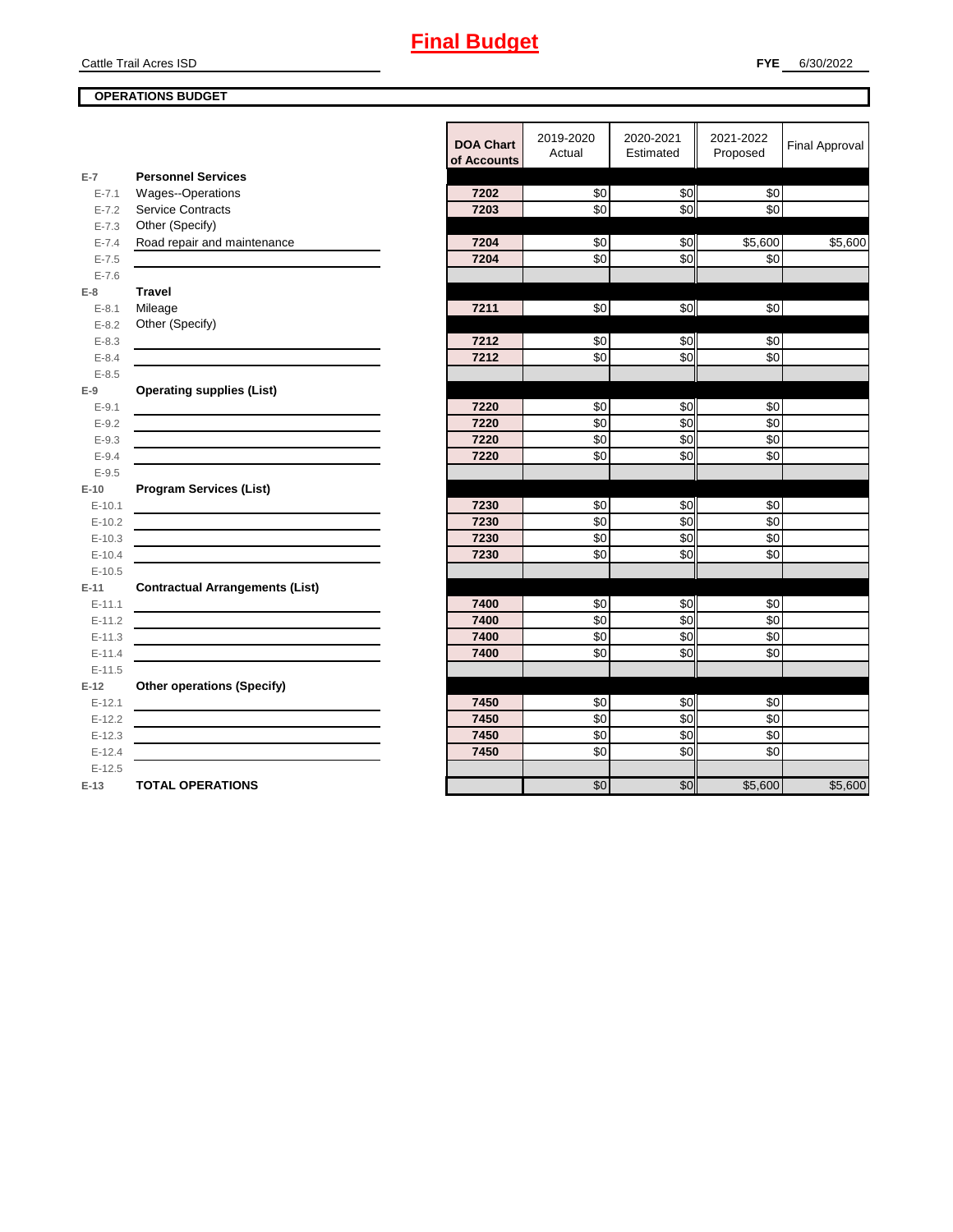# Final Budget

Cattle Trail Acres ISD

**FYE** 6/30/2022

**OPERATIONS BUDGET**

| | | DOA Chart of Accounts | 2019-2020 Actual | 2020-2021 Estimated | 2021-2022 Proposed | Final Approval |
|---|---|---|---|---|---|---|
| E-7 | **Personnel Services** | | | | | |
| E-7.1 | Wages--Operations | 7202 | $0 | $0 | $0 | |
| E-7.2 | Service Contracts | 7203 | $0 | $0 | $0 | |
| E-7.3 | Other (Specify) | | | | | |
| E-7.4 | Road repair and maintenance | 7204 | $0 | $0 | $5,600 | $5,600 |
| E-7.5 | | 7204 | $0 | $0 | $0 | |
| E-7.6 | | | | | | |
| E-8 | **Travel** | | | | | |
| E-8.1 | Mileage | 7211 | $0 | $0 | $0 | |
| E-8.2 | Other (Specify) | | | | | |
| E-8.3 | | 7212 | $0 | $0 | $0 | |
| E-8.4 | | 7212 | $0 | $0 | $0 | |
| E-8.5 | | | | | | |
| E-9 | **Operating supplies (List)** | | | | | |
| E-9.1 | | 7220 | $0 | $0 | $0 | |
| E-9.2 | | 7220 | $0 | $0 | $0 | |
| E-9.3 | | 7220 | $0 | $0 | $0 | |
| E-9.4 | | 7220 | $0 | $0 | $0 | |
| E-9.5 | | | | | | |
| E-10 | **Program Services (List)** | | | | | |
| E-10.1 | | 7230 | $0 | $0 | $0 | |
| E-10.2 | | 7230 | $0 | $0 | $0 | |
| E-10.3 | | 7230 | $0 | $0 | $0 | |
| E-10.4 | | 7230 | $0 | $0 | $0 | |
| E-10.5 | | | | | | |
| E-11 | **Contractual Arrangements (List)** | | | | | |
| E-11.1 | | 7400 | $0 | $0 | $0 | |
| E-11.2 | | 7400 | $0 | $0 | $0 | |
| E-11.3 | | 7400 | $0 | $0 | $0 | |
| E-11.4 | | 7400 | $0 | $0 | $0 | |
| E-11.5 | | | | | | |
| E-12 | **Other operations (Specify)** | | | | | |
| E-12.1 | | 7450 | $0 | $0 | $0 | |
| E-12.2 | | 7450 | $0 | $0 | $0 | |
| E-12.3 | | 7450 | $0 | $0 | $0 | |
| E-12.4 | | 7450 | $0 | $0 | $0 | |
| E-12.5 | | | | | | |
| E-13 | **TOTAL OPERATIONS** | | $0 | $0 | $5,600 | $5,600 |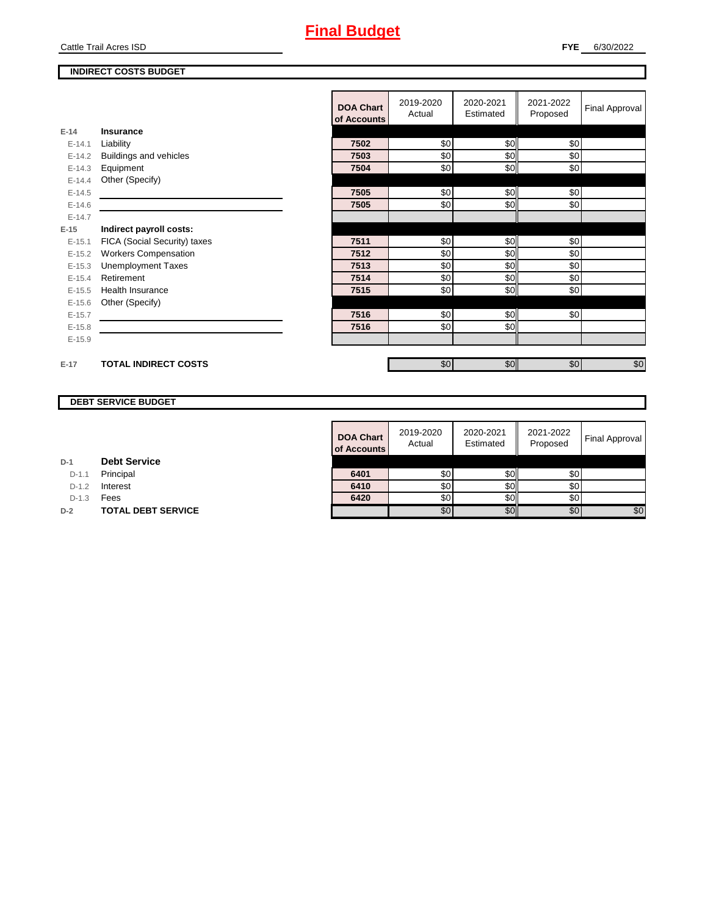# Final Budget

Cattle Trail Acres ISD

**FYE** 6/30/2022

**INDIRECT COSTS BUDGET**

| | | DOA Chart of Accounts | 2019-2020 Actual | 2020-2021 Estimated | 2021-2022 Proposed | Final Approval |
|---|---|---|---|---|---|---|
| E-14 | **Insurance** | | | | | |
| E-14.1 | Liability | 7502 | $0 | $0 | $0 | |
| E-14.2 | Buildings and vehicles | 7503 | $0 | $0 | $0 | |
| E-14.3 | Equipment | 7504 | $0 | $0 | $0 | |
| E-14.4 | Other (Specify) | | | | | |
| E-14.5 | | 7505 | $0 | $0 | $0 | |
| E-14.6 | | 7505 | $0 | $0 | $0 | |
| E-14.7 | | | | | | |
| E-15 | **Indirect payroll costs:** | | | | | |
| E-15.1 | FICA (Social Security) taxes | 7511 | $0 | $0 | $0 | |
| E-15.2 | Workers Compensation | 7512 | $0 | $0 | $0 | |
| E-15.3 | Unemployment Taxes | 7513 | $0 | $0 | $0 | |
| E-15.4 | Retirement | 7514 | $0 | $0 | $0 | |
| E-15.5 | Health Insurance | 7515 | $0 | $0 | $0 | |
| E-15.6 | Other (Specify) | | | | | |
| E-15.7 | | 7516 | $0 | $0 | $0 | |
| E-15.8 | | 7516 | $0 | $0 | | |
| E-15.9 | | | | | | |
| E-17 | **TOTAL INDIRECT COSTS** | | $0 | $0 | $0 | $0 |

**DEBT SERVICE BUDGET**

| | | DOA Chart of Accounts | 2019-2020 Actual | 2020-2021 Estimated | 2021-2022 Proposed | Final Approval |
|---|---|---|---|---|---|---|
| D-1 | **Debt Service** | | | | | |
| D-1.1 | Principal | 6401 | $0 | $0 | $0 | |
| D-1.2 | Interest | 6410 | $0 | $0 | $0 | |
| D-1.3 | Fees | 6420 | $0 | $0 | $0 | |
| D-2 | **TOTAL DEBT SERVICE** | | $0 | $0 | $0 | $0 |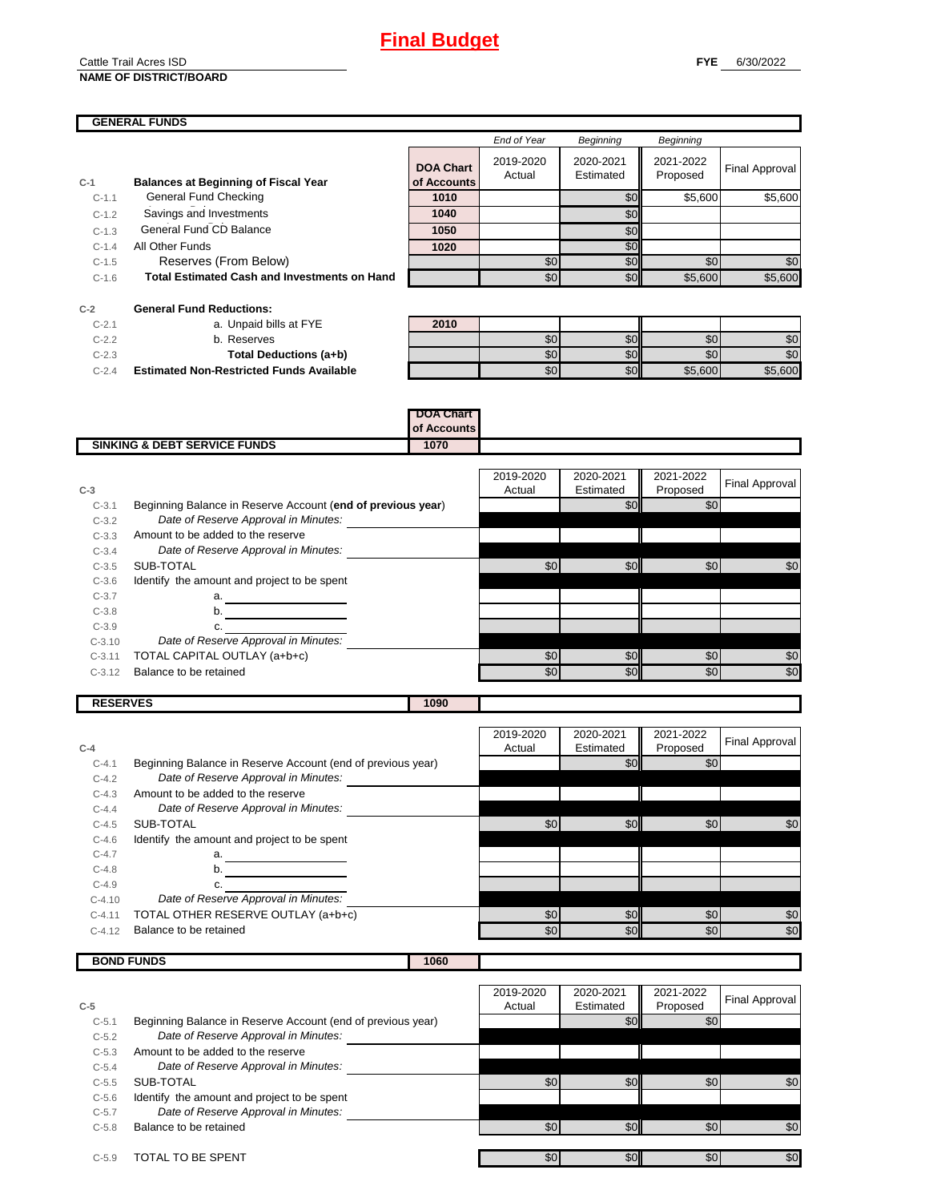# Final Budget

Cattle Trail Acres ISD
**NAME OF DISTRICT/BOARD**

**FYE** 6/30/2022

**GENERAL FUNDS**

| | | DOA Chart of Accounts | End of Year 2019-2020 Actual | Beginning 2020-2021 Estimated | Beginning 2021-2022 Proposed | Final Approval |
|---|---|---|---|---|---|---|
| **C-1** | **Balances at Beginning of Fiscal Year** | | | | | |
| C-1.1 | General Fund Checking | 1010 | | $0 | $5,600 | $5,600 |
| C-1.2 | Savings and Investments | 1040 | | $0 | | |
| C-1.3 | General Fund CD Balance | 1050 | | $0 | | |
| C-1.4 | All Other Funds | 1020 | | $0 | | |
| C-1.5 | Reserves (From Below) | | $0 | $0 | $0 | $0 |
| C-1.6 | **Total Estimated Cash and Investments on Hand** | | $0 | $0 | $5,600 | $5,600 |
| **C-2** | **General Fund Reductions:** | | | | | |
| C-2.1 | a. Unpaid bills at FYE | 2010 | | | | |
| C-2.2 | b. Reserves | | $0 | $0 | $0 | $0 |
| C-2.3 | **Total Deductions (a+b)** | | $0 | $0 | $0 | $0 |
| C-2.4 | **Estimated Non-Restricted Funds Available** | | $0 | $0 | $5,600 | $5,600 |

**SINKING & DEBT SERVICE FUNDS** — DOA Chart of Accounts 1070

| **C-3** | | 2019-2020 Actual | 2020-2021 Estimated | 2021-2022 Proposed | Final Approval |
|---|---|---|---|---|---|
| C-3.1 | Beginning Balance in Reserve Account (**end of previous year**) | | $0 | $0 | |
| C-3.2 | *Date of Reserve Approval in Minutes:* | | | | |
| C-3.3 | Amount to be added to the reserve | | | | |
| C-3.4 | *Date of Reserve Approval in Minutes:* | | | | |
| C-3.5 | SUB-TOTAL | $0 | $0 | $0 | $0 |
| C-3.6 | Identify the amount and project to be spent | | | | |
| C-3.7 | a. | | | | |
| C-3.8 | b. | | | | |
| C-3.9 | c. | | | | |
| C-3.10 | *Date of Reserve Approval in Minutes:* | | | | |
| C-3.11 | TOTAL CAPITAL OUTLAY (a+b+c) | $0 | $0 | $0 | $0 |
| C-3.12 | Balance to be retained | $0 | $0 | $0 | $0 |

**RESERVES** — 1090

| **C-4** | | 2019-2020 Actual | 2020-2021 Estimated | 2021-2022 Proposed | Final Approval |
|---|---|---|---|---|---|
| C-4.1 | Beginning Balance in Reserve Account (end of previous year) | | $0 | $0 | |
| C-4.2 | *Date of Reserve Approval in Minutes:* | | | | |
| C-4.3 | Amount to be added to the reserve | | | | |
| C-4.4 | *Date of Reserve Approval in Minutes:* | | | | |
| C-4.5 | SUB-TOTAL | $0 | $0 | $0 | $0 |
| C-4.6 | Identify the amount and project to be spent | | | | |
| C-4.7 | a. | | | | |
| C-4.8 | b. | | | | |
| C-4.9 | c. | | | | |
| C-4.10 | *Date of Reserve Approval in Minutes:* | | | | |
| C-4.11 | TOTAL OTHER RESERVE OUTLAY (a+b+c) | $0 | $0 | $0 | $0 |
| C-4.12 | Balance to be retained | $0 | $0 | $0 | $0 |

**BOND FUNDS** — 1060

| **C-5** | | 2019-2020 Actual | 2020-2021 Estimated | 2021-2022 Proposed | Final Approval |
|---|---|---|---|---|---|
| C-5.1 | Beginning Balance in Reserve Account (end of previous year) | | $0 | $0 | |
| C-5.2 | *Date of Reserve Approval in Minutes:* | | | | |
| C-5.3 | Amount to be added to the reserve | | | | |
| C-5.4 | *Date of Reserve Approval in Minutes:* | | | | |
| C-5.5 | SUB-TOTAL | $0 | $0 | $0 | $0 |
| C-5.6 | Identify the amount and project to be spent | | | | |
| C-5.7 | *Date of Reserve Approval in Minutes:* | | | | |
| C-5.8 | Balance to be retained | $0 | $0 | $0 | $0 |
| C-5.9 | TOTAL TO BE SPENT | $0 | $0 | $0 | $0 |